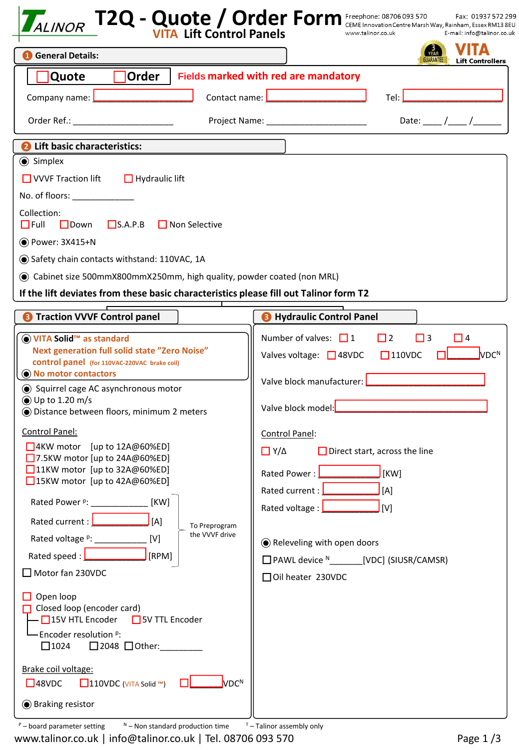# T2Q - Quote / Order Form

**VITA Lift Control Panels**

Freephone: 08706 093 570 Fax: 01937 572 299
CEME Innovation Centre Marsh Way, Rainham, Essex RM13 8EU
www.talinor.co.uk E-mail: info@talinor.co.uk

3 YEAR GUARANTEE — VITA Lift Controllers

## 1 General Details:

☐ Quote ☐ Order **Fields marked with red are mandatory**

Company name: ____________________ Contact name: ____________________ Tel: ____________________

Order Ref.: ____________________ Project Name: ____________________ Date: ____ /____ /______

## 2 Lift basic characteristics:

◉ Simplex

☐ VVVF Traction lift ☐ Hydraulic lift

No. of floors: _____________

Collection:
☐ Full ☐ Down ☐ S.A.P.B ☐ Non Selective

◉ Power: 3X415+N

◉ Safety chain contacts withstand: 110VAC, 1A

◉ Cabinet size 500mmX800mmX250mm, high quality, powder coated (non MRL)

**If the lift deviates from these basic characteristics please fill out Talinor form T2**

## 3 Traction VVVF Control panel

◉ **VITA Solid™ as standard**
**Next generation full solid state "Zero Noise" control panel** (for 110VAC-220VAC brake coil)
◉ **No motor contactors**

◉ Squirrel cage AC asynchronous motor
◉ Up to 1.20 m/s
◉ Distance between floors, minimum 2 meters

Control Panel:

☐ 4KW motor [up to 12A@60%ED]
☐ 7.5KW motor [up to 24A@60%ED]
☐ 11KW motor [up to 32A@60%ED]
☐ 15KW motor [up to 42A@60%ED]

Rated Power [P]: ____________ [KW]
Rated current : ____________ [A]
Rated voltage [P]: ____________ [V]
Rated speed : ____________ [RPM]

(To Preprogram the VVVF drive)

☐ Motor fan 230VDC

☐ Open loop
☐ Closed loop (encoder card)
- ☐ 15V HTL Encoder ☐ 5V TTL Encoder
- Encoder resolution [P]:
  ☐ 1024 ☐ 2048 ☐ Other:_________

Brake coil voltage:

☐ 48VDC ☐ 110VDC (VITA Solid ™) ☐ ______VDC[N]

◉ Braking resistor

## 3 Hydraulic Control Panel

Number of valves: ☐ 1 ☐ 2 ☐ 3 ☐ 4

Valves voltage: ☐ 48VDC ☐ 110VDC ☐ ______VDC[N]

Valve block manufacturer: ______________________________

Valve block model: ______________________________

Control Panel:

☐ Y/Δ ☐ Direct start, across the line

Rated Power : ____________ [KW]
Rated current : ____________ [A]
Rated voltage : ____________ [V]

◉ Releveling with open doors

☐ PAWL device [N] ______[VDC] (SIUSR/CAMSR)

☐ Oil heater 230VDC

[P] – board parameter setting [N] – Non standard production time [T] – Talinor assembly only

www.talinor.co.uk | info@talinor.co.uk | Tel. 08706 093 570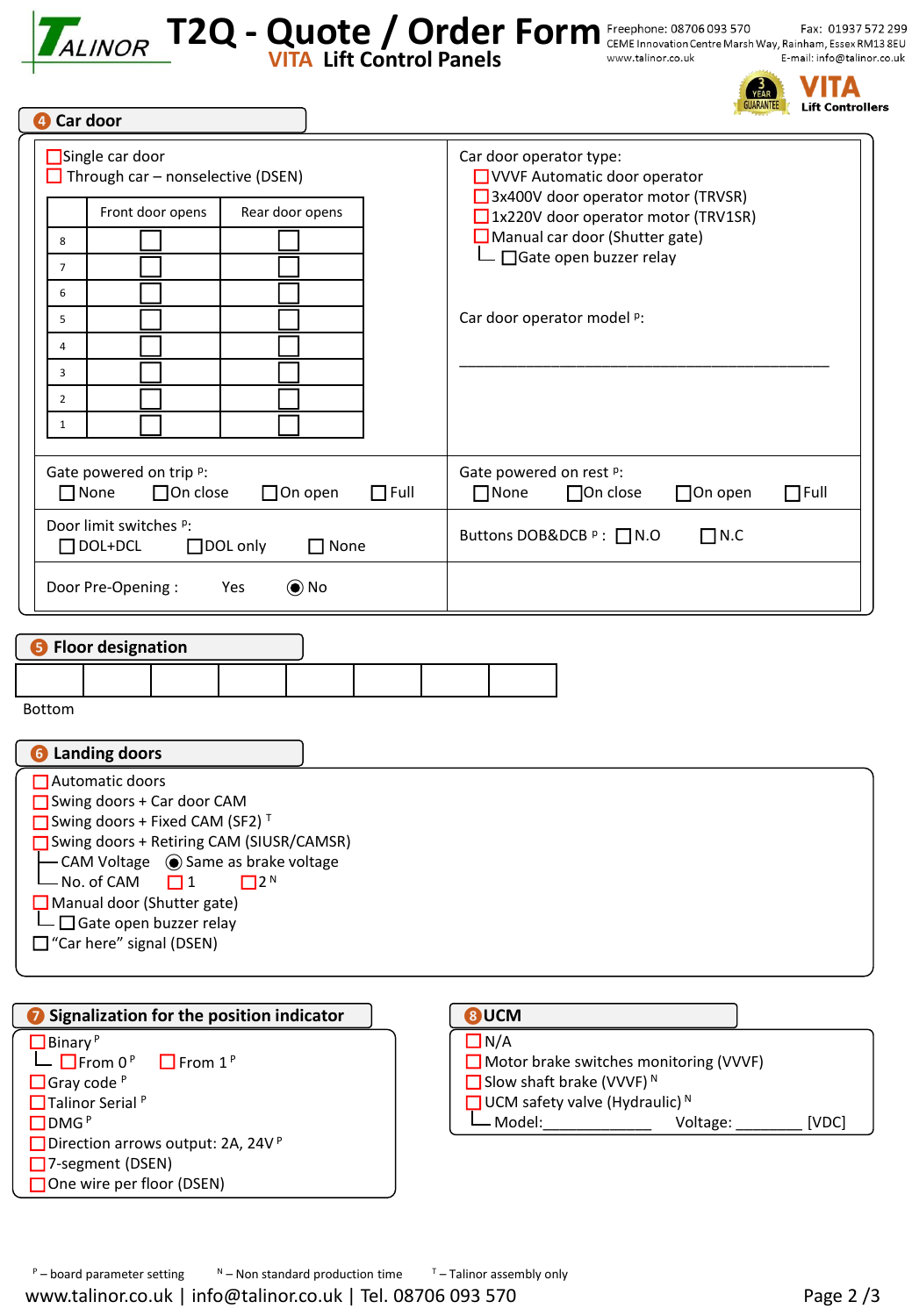# T2Q - Quote / Order Form

**VITA Lift Control Panels**

Freephone: 08706 093 570 Fax: 01937 572 299
CEME Innovation Centre Marsh Way, Rainham, Essex RM13 8EU
www.talinor.co.uk E-mail: info@talinor.co.uk

## 4 Car door

☐ Single car door
☐ Through car – nonselective (DSEN)

| | Front door opens | Rear door opens |
|---|---|---|
| 8 | ☐ | ☐ |
| 7 | ☐ | ☐ |
| 6 | ☐ | ☐ |
| 5 | ☐ | ☐ |
| 4 | ☐ | ☐ |
| 3 | ☐ | ☐ |
| 2 | ☐ | ☐ |
| 1 | ☐ | ☐ |

Car door operator type:
- ☐ VVVF Automatic door operator
- ☐ 3x400V door operator motor (TRVSR)
- ☐ 1x220V door operator motor (TRV1SR)
- ☐ Manual car door (Shutter gate)
  - ☐ Gate open buzzer relay

Car door operator model [P]:

______________________________________________

Gate powered on trip [P]:
☐ None ☐ On close ☐ On open ☐ Full

Gate powered on rest [P]:
☐ None ☐ On close ☐ On open ☐ Full

Door limit switches [P]:
☐ DOL+DCL ☐ DOL only ☐ None

Buttons DOB&DCB [P] : ☐ N.O ☐ N.C

Door Pre-Opening : Yes ◉ No

## 5 Floor designation

| | | | | | | | |
|---|---|---|---|---|---|---|---|
| | | | | | | | |

Bottom

## 6 Landing doors

- ☐ Automatic doors
- ☐ Swing doors + Car door CAM
- ☐ Swing doors + Fixed CAM (SF2) [T]
- ☐ Swing doors + Retiring CAM (SIUSR/CAMSR)
  - CAM Voltage ◉ Same as brake voltage
  - No. of CAM ☐ 1 ☐ 2 [N]
- ☐ Manual door (Shutter gate)
  - ☐ Gate open buzzer relay
- ☐ "Car here" signal (DSEN)

## 7 Signalization for the position indicator

- ☐ Binary [P]
  - ☐ From 0 [P] ☐ From 1 [P]
- ☐ Gray code [P]
- ☐ Talinor Serial [P]
- ☐ DMG [P]
- ☐ Direction arrows output: 2A, 24V [P]
- ☐ 7-segment (DSEN)
- ☐ One wire per floor (DSEN)

## 8 UCM

- ☐ N/A
- ☐ Motor brake switches monitoring (VVVF)
- ☐ Slow shaft brake (VVVF) [N]
- ☐ UCM safety valve (Hydraulic) [N]
  - Model:_____________ Voltage: ________ [VDC]

[P] – board parameter setting [N] – Non standard production time [T] – Talinor assembly only

www.talinor.co.uk | info@talinor.co.uk | Tel. 08706 093 570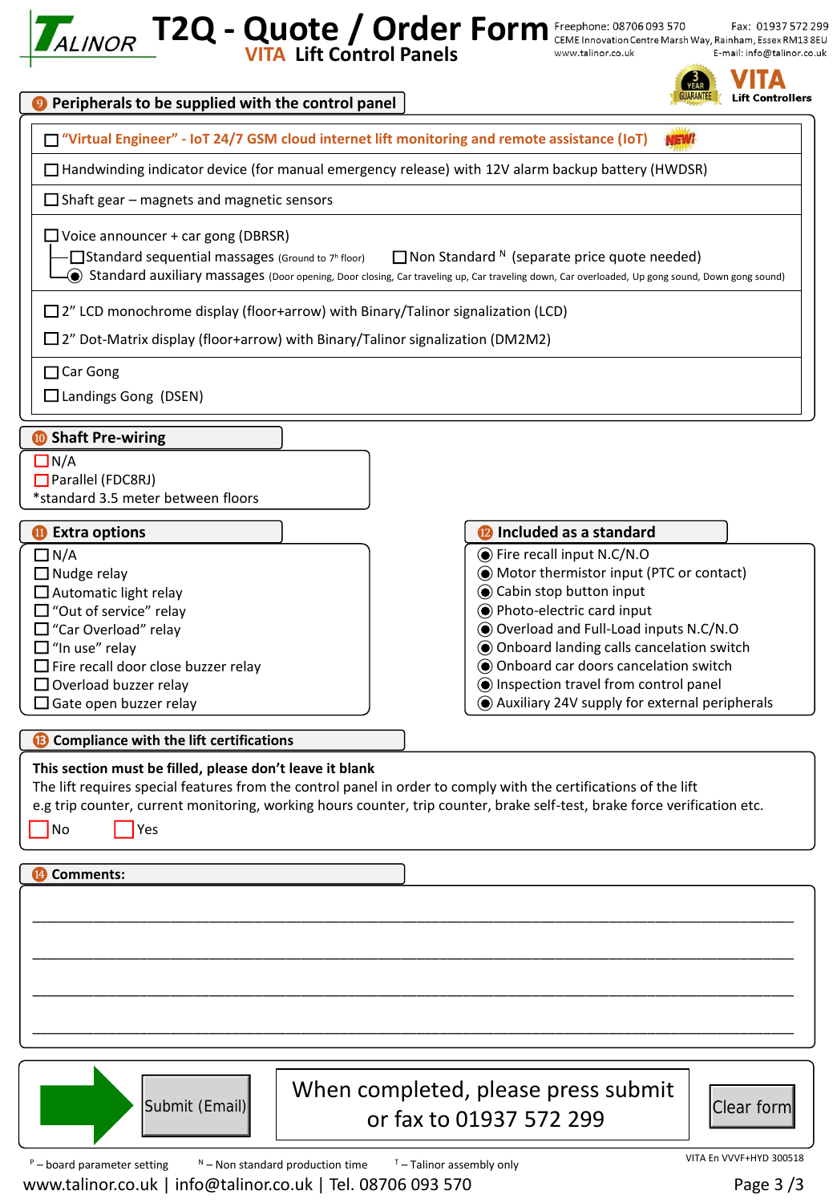# T2Q - Quote / Order Form

## VITA Lift Control Panels

Freephone: 08706 093 570 Fax: 01937 572 299
CEME Innovation Centre Marsh Way, Rainham, Essex RM13 8EU
www.talinor.co.uk E-mail: info@talinor.co.uk

VITA Lift Controllers

## 9 Peripherals to be supplied with the control panel

- ☐ "Virtual Engineer" - IoT 24/7 GSM cloud internet lift monitoring and remote assistance (IoT) NEW!
- ☐ Handwinding indicator device (for manual emergency release) with 12V alarm backup battery (HWDSR)
- ☐ Shaft gear – magnets and magnetic sensors
- ☐ Voice announcer + car gong (DBRSR)
  - ☐ Standard sequential massages (Ground to 7th floor) ☐ Non Standard [N] (separate price quote needed)
  - ◉ Standard auxiliary massages (Door opening, Door closing, Car traveling up, Car traveling down, Car overloaded, Up gong sound, Down gong sound)
- ☐ 2" LCD monochrome display (floor+arrow) with Binary/Talinor signalization (LCD)
- ☐ 2" Dot-Matrix display (floor+arrow) with Binary/Talinor signalization (DM2M2)
- ☐ Car Gong
- ☐ Landings Gong (DSEN)

## 10 Shaft Pre-wiring

- ☐ N/A
- ☐ Parallel (FDC8RJ)

*standard 3.5 meter between floors

## 11 Extra options

- ☐ N/A
- ☐ Nudge relay
- ☐ Automatic light relay
- ☐ "Out of service" relay
- ☐ "Car Overload" relay
- ☐ "In use" relay
- ☐ Fire recall door close buzzer relay
- ☐ Overload buzzer relay
- ☐ Gate open buzzer relay

## 12 Included as a standard

- ◉ Fire recall input N.C/N.O
- ◉ Motor thermistor input (PTC or contact)
- ◉ Cabin stop button input
- ◉ Photo-electric card input
- ◉ Overload and Full-Load inputs N.C/N.O
- ◉ Onboard landing calls cancelation switch
- ◉ Onboard car doors cancelation switch
- ◉ Inspection travel from control panel
- ◉ Auxiliary 24V supply for external peripherals

## 13 Compliance with the lift certifications

**This section must be filled, please don't leave it blank**

The lift requires special features from the control panel in order to comply with the certifications of the lift e.g trip counter, current monitoring, working hours counter, trip counter, brake self-test, brake force verification etc.

☐ No ☐ Yes

## 14 Comments:

\_\_\_\_\_\_\_\_\_\_\_\_\_\_\_\_\_\_\_\_\_\_\_\_\_\_\_\_\_\_\_\_\_\_\_\_\_\_\_\_\_\_\_\_\_\_\_\_

\_\_\_\_\_\_\_\_\_\_\_\_\_\_\_\_\_\_\_\_\_\_\_\_\_\_\_\_\_\_\_\_\_\_\_\_\_\_\_\_\_\_\_\_\_\_\_\_

\_\_\_\_\_\_\_\_\_\_\_\_\_\_\_\_\_\_\_\_\_\_\_\_\_\_\_\_\_\_\_\_\_\_\_\_\_\_\_\_\_\_\_\_\_\_\_\_

\_\_\_\_\_\_\_\_\_\_\_\_\_\_\_\_\_\_\_\_\_\_\_\_\_\_\_\_\_\_\_\_\_\_\_\_\_\_\_\_\_\_\_\_\_\_\_\_

Submit (Email)

When completed, please press submit or fax to 01937 572 299

Clear form

[P] – board parameter setting  [N] – Non standard production time  [T] – Talinor assembly only

VITA En VVVF+HYD 300518